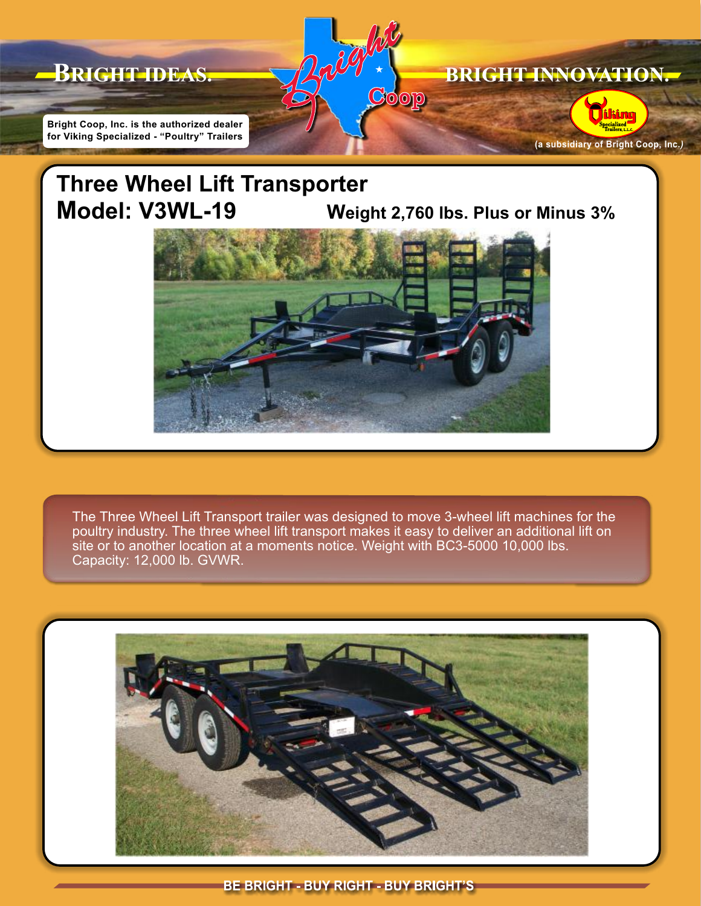BRIGHT IDEAS. BRIGHT INNOVATION.

Bright Coop, Inc. is the authorized dealer for Viking Specialized - "Poultry" Trailers

(a subsidiary of Bright Coop, Inc.)

# Three Wheel Lift Transporter

## Model: V3WL-19

**Weight 2,760 lbs. Plus or Minus 3%**

The Three Wheel Lift Transport trailer was designed to move 3-wheel lift machines for the poultry industry. The three wheel lift transport makes it easy to deliver an additional lift on site or to another location at a moments notice. Weight with BC3-5000 10,000 lbs. Capacity: 12,000 lb. GVWR.

**BE BRIGHT - BUY RIGHT - BUY BRIGHT'S**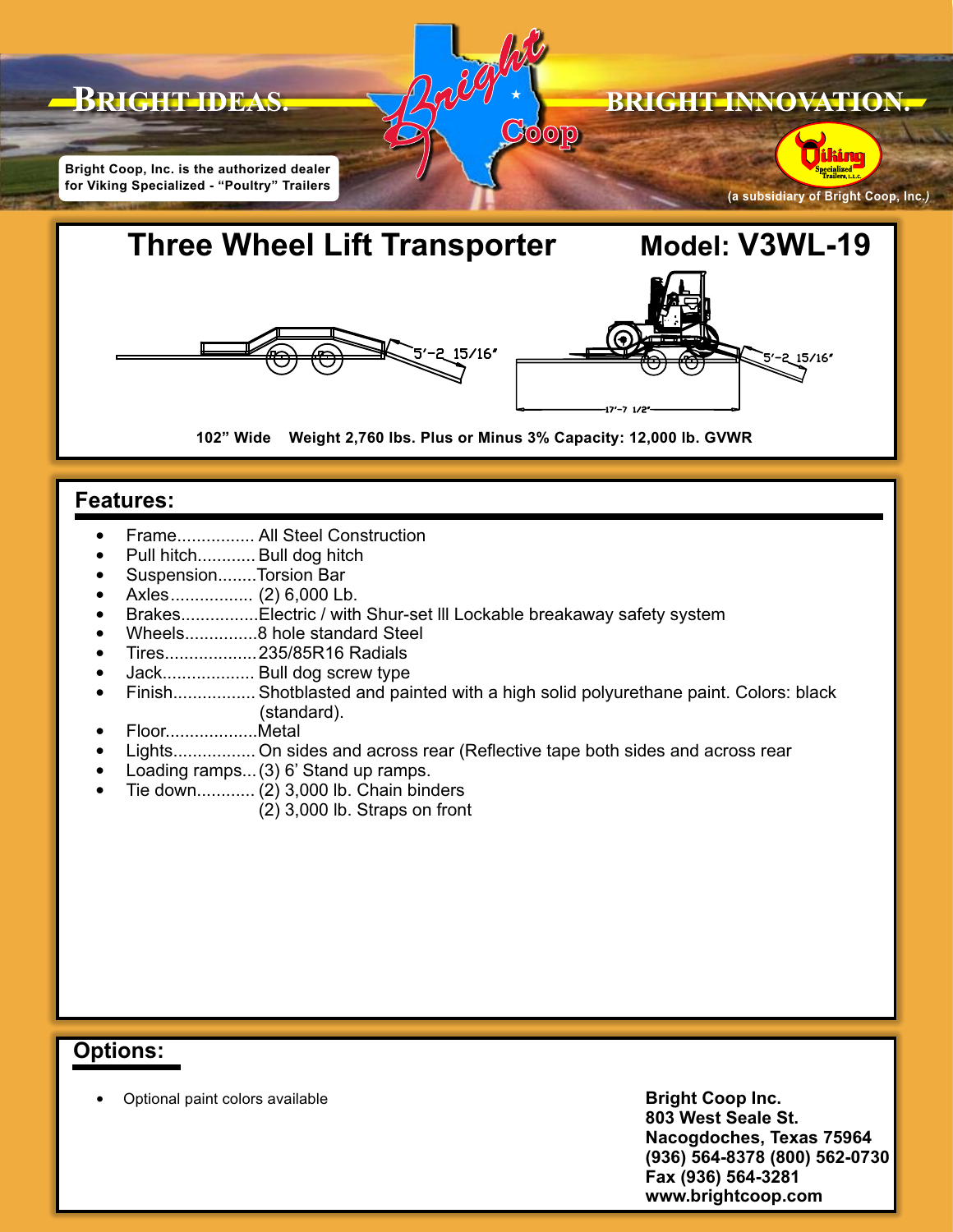BRIGHT IDEAS. BRIGHT INNOVATION.

Bright Coop, Inc. is the authorized dealer for Viking Specialized - "Poultry" Trailers

(a subsidiary of Bright Coop, Inc.)

# Three Wheel Lift Transporter — Model: V3WL-19

5'-2 15/16"

5'-2 15/16"

17'-7 1/2"

**102" Wide Weight 2,760 lbs. Plus or Minus 3% Capacity: 12,000 lb. GVWR**

## Features:

- Frame................ All Steel Construction
- Pull hitch............ Bull dog hitch
- Suspension........Torsion Bar
- Axles................. (2) 6,000 Lb.
- Brakes................Electric / with Shur-set lll Lockable breakaway safety system
- Wheels...............8 hole standard Steel
- Tires...................235/85R16 Radials
- Jack................... Bull dog screw type
- Finish................. Shotblasted and painted with a high solid polyurethane paint. Colors: black (standard).
- Floor...................Metal
- Lights................. On sides and across rear (Reflective tape both sides and across rear
- Loading ramps... (3) 6' Stand up ramps.
- Tie down............ (2) 3,000 lb. Chain binders
  (2) 3,000 lb. Straps on front

## Options:

- Optional paint colors available

**Bright Coop Inc.**
**803 West Seale St.**
**Nacogdoches, Texas 75964**
**(936) 564-8378 (800) 562-0730**
**Fax (936) 564-3281**
**www.brightcoop.com**